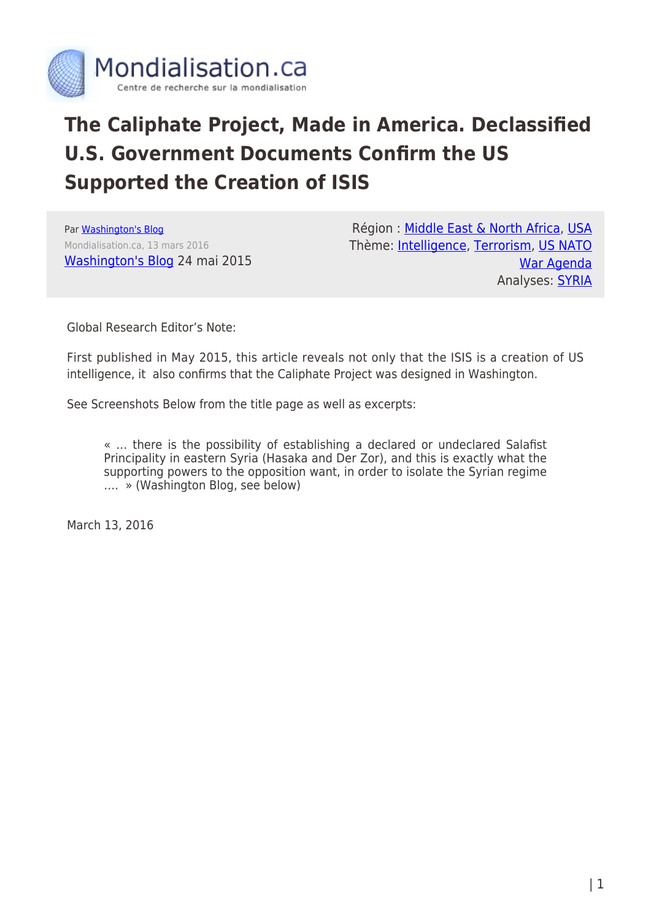# The Caliphate Project, Made in America. Declassified U.S. Government Documents Confirm the US Supported the Creation of ISIS

Par Washington's Blog
Mondialisation.ca, 13 mars 2016
Washington's Blog 24 mai 2015

Région : Middle East & North Africa, USA
Thème: Intelligence, Terrorism, US NATO War Agenda
Analyses: SYRIA

Global Research Editor's Note:

First published in May 2015, this article reveals not only that the ISIS is a creation of US intelligence, it also confirms that the Caliphate Project was designed in Washington.

See Screenshots Below from the title page as well as excerpts:

> « … there is the possibility of establishing a declared or undeclared Salafist Principality in eastern Syria (Hasaka and Der Zor), and this is exactly what the supporting powers to the opposition want, in order to isolate the Syrian regime …. » (Washington Blog, see below)

March 13, 2016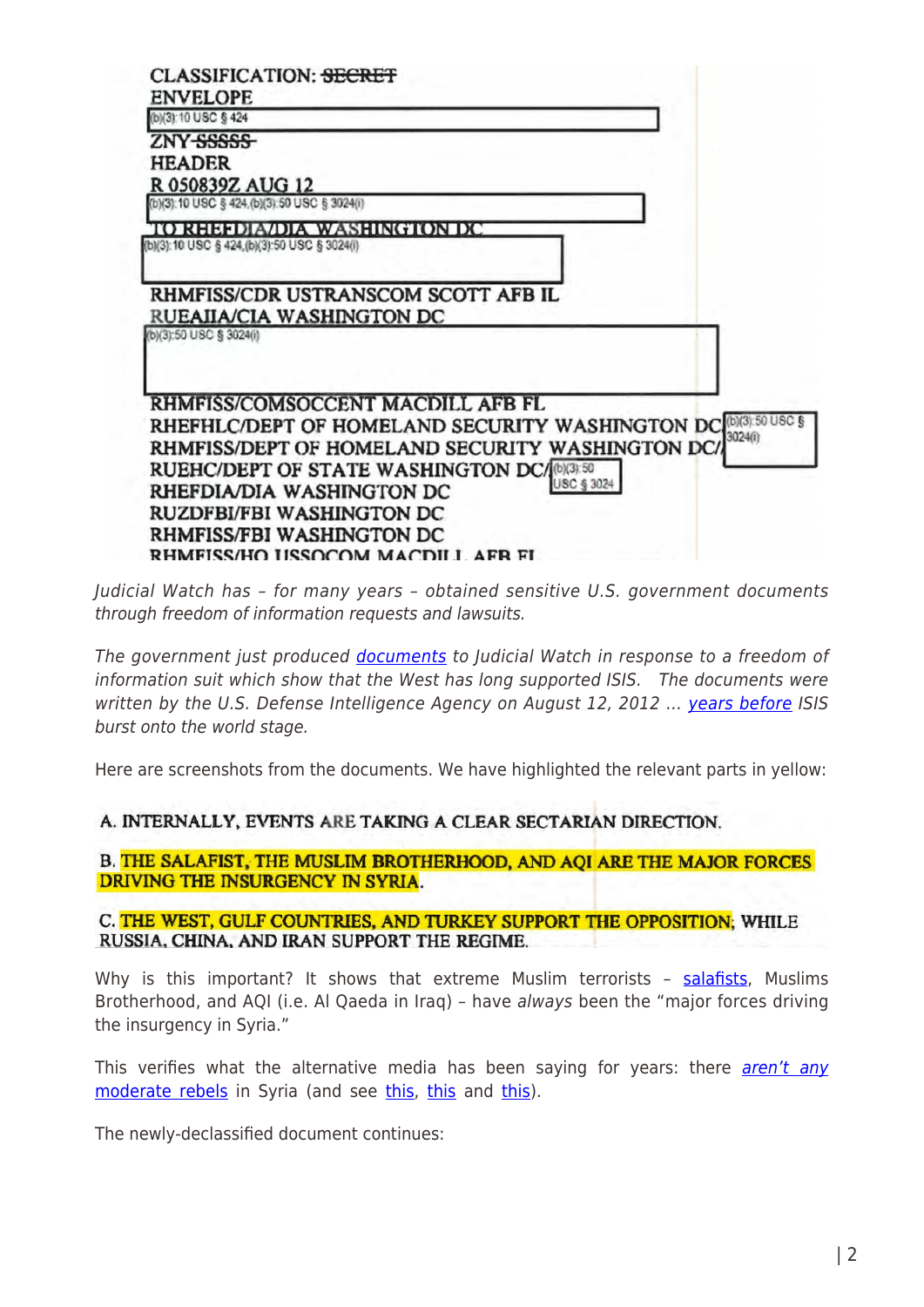CLASSIFICATION: ~~SECRET~~
ENVELOPE
(b)(3):10 USC § 424
ZNY ~~SSSSS~~
HEADER
R 050839Z AUG 12
(b)(3):10 USC § 424,(b)(3):50 USC § 3024(i)
TO RHEFDIA/DIA WASHINGTON DC
(b)(3):10 USC § 424,(b)(3):50 USC § 3024(i)
RHMFISS/CDR USTRANSCOM SCOTT AFB IL
RUEAIIA/CIA WASHINGTON DC
(b)(3):50 USC § 3024(i)
RHMFISS/COMSOCCENT MACDILL AFB FL
RHEFHLC/DEPT OF HOMELAND SECURITY WASHINGTON DC (b)(3):50 USC § 3024(i)
RHMFISS/DEPT OF HOMELAND SECURITY WASHINGTON DC/
RUEHC/DEPT OF STATE WASHINGTON DC/ (b)(3):50 USC § 3024
RHEFDIA/DIA WASHINGTON DC
RUZDFBI/FBI WASHINGTON DC
RHMFISS/FBI WASHINGTON DC
RHMFISS/HQ USSOCOM MACDILL AFB FL

*Judicial Watch has – for many years – obtained sensitive U.S. government documents through freedom of information requests and lawsuits.*

*The government just produced documents to Judicial Watch in response to a freedom of information suit which show that the West has long supported ISIS. The documents were written by the U.S. Defense Intelligence Agency on August 12, 2012 … years before ISIS burst onto the world stage.*

Here are screenshots from the documents. We have highlighted the relevant parts in yellow:

A. INTERNALLY, EVENTS ARE TAKING A CLEAR SECTARIAN DIRECTION.

B. THE SALAFIST, THE MUSLIM BROTHERHOOD, AND AQI ARE THE MAJOR FORCES DRIVING THE INSURGENCY IN SYRIA.

C. THE WEST, GULF COUNTRIES, AND TURKEY SUPPORT THE OPPOSITION; WHILE RUSSIA, CHINA, AND IRAN SUPPORT THE REGIME.

Why is this important? It shows that extreme Muslim terrorists – salafists, Muslims Brotherhood, and AQI (i.e. Al Qaeda in Iraq) – have *always* been the "major forces driving the insurgency in Syria."

This verifies what the alternative media has been saying for years: there *aren't any* moderate rebels in Syria (and see this, this and this).

The newly-declassified document continues: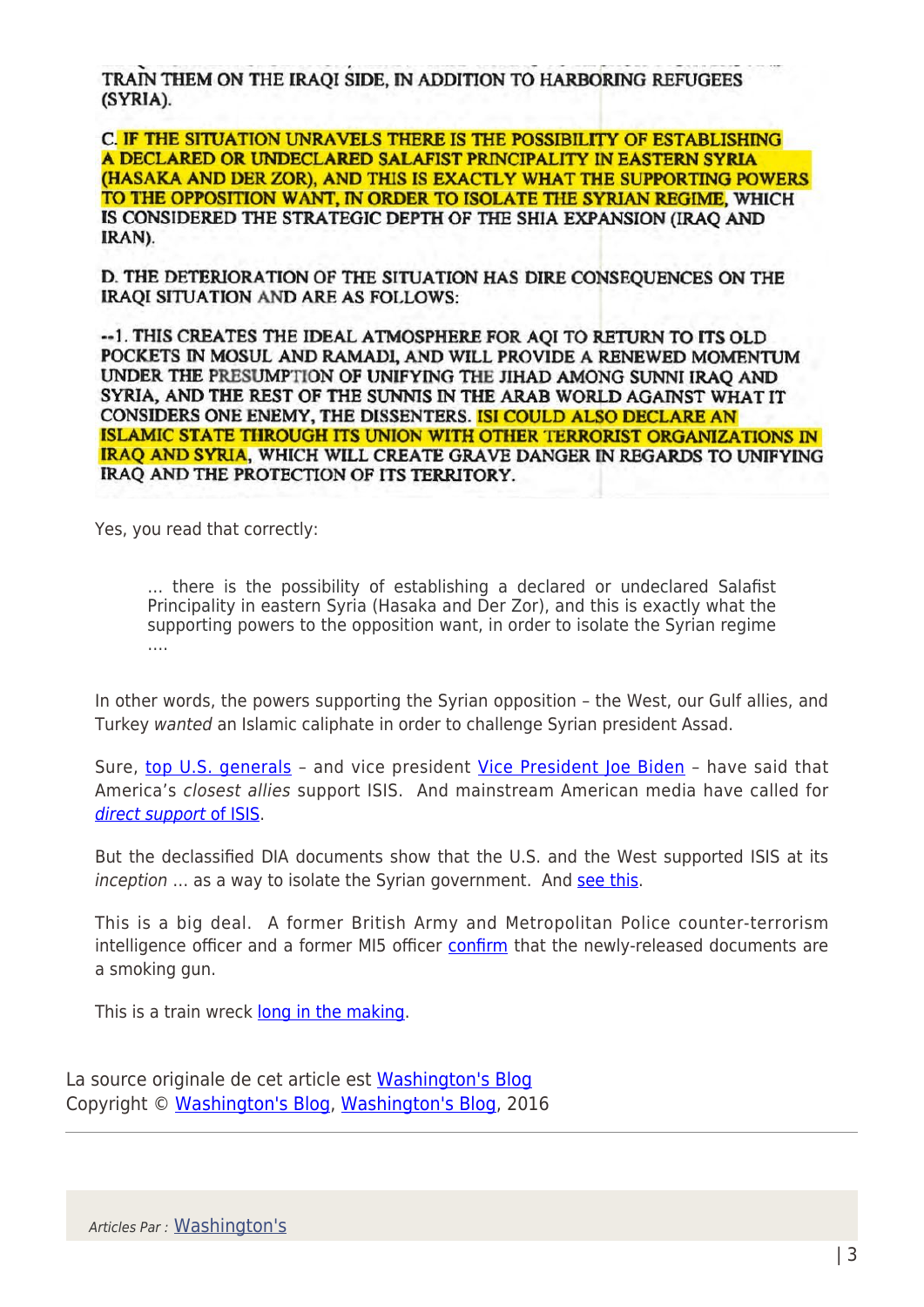TRAIN THEM ON THE IRAQI SIDE, IN ADDITION TO HARBORING REFUGEES (SYRIA).

C. **IF THE SITUATION UNRAVELS THERE IS THE POSSIBILITY OF ESTABLISHING A DECLARED OR UNDECLARED SALAFIST PRINCIPALITY IN EASTERN SYRIA (HASAKA AND DER ZOR), AND THIS IS EXACTLY WHAT THE SUPPORTING POWERS TO THE OPPOSITION WANT, IN ORDER TO ISOLATE THE SYRIAN REGIME**, WHICH IS CONSIDERED THE STRATEGIC DEPTH OF THE SHIA EXPANSION (IRAQ AND IRAN).

D. THE DETERIORATION OF THE SITUATION HAS DIRE CONSEQUENCES ON THE IRAQI SITUATION AND ARE AS FOLLOWS:

--1. THIS CREATES THE IDEAL ATMOSPHERE FOR AQI TO RETURN TO ITS OLD POCKETS IN MOSUL AND RAMADI, AND WILL PROVIDE A RENEWED MOMENTUM UNDER THE PRESUMPTION OF UNIFYING THE JIHAD AMONG SUNNI IRAQ AND SYRIA, AND THE REST OF THE SUNNIS IN THE ARAB WORLD AGAINST WHAT IT CONSIDERS ONE ENEMY, THE DISSENTERS. **ISI COULD ALSO DECLARE AN ISLAMIC STATE THROUGH ITS UNION WITH OTHER TERRORIST ORGANIZATIONS IN IRAQ AND SYRIA**, WHICH WILL CREATE GRAVE DANGER IN REGARDS TO UNIFYING IRAQ AND THE PROTECTION OF ITS TERRITORY.

Yes, you read that correctly:

> … there is the possibility of establishing a declared or undeclared Salafist Principality in eastern Syria (Hasaka and Der Zor), and this is exactly what the supporting powers to the opposition want, in order to isolate the Syrian regime ….

In other words, the powers supporting the Syrian opposition – the West, our Gulf allies, and Turkey *wanted* an Islamic caliphate in order to challenge Syrian president Assad.

Sure, top U.S. generals – and vice president Vice President Joe Biden – have said that America's *closest allies* support ISIS. And mainstream American media have called for *direct support* of ISIS.

But the declassified DIA documents show that the U.S. and the West supported ISIS at its *inception* … as a way to isolate the Syrian government. And see this.

This is a big deal. A former British Army and Metropolitan Police counter-terrorism intelligence officer and a former MI5 officer confirm that the newly-released documents are a smoking gun.

This is a train wreck long in the making.

La source originale de cet article est Washington's Blog
Copyright © Washington's Blog, Washington's Blog, 2016

*Articles Par :* Washington's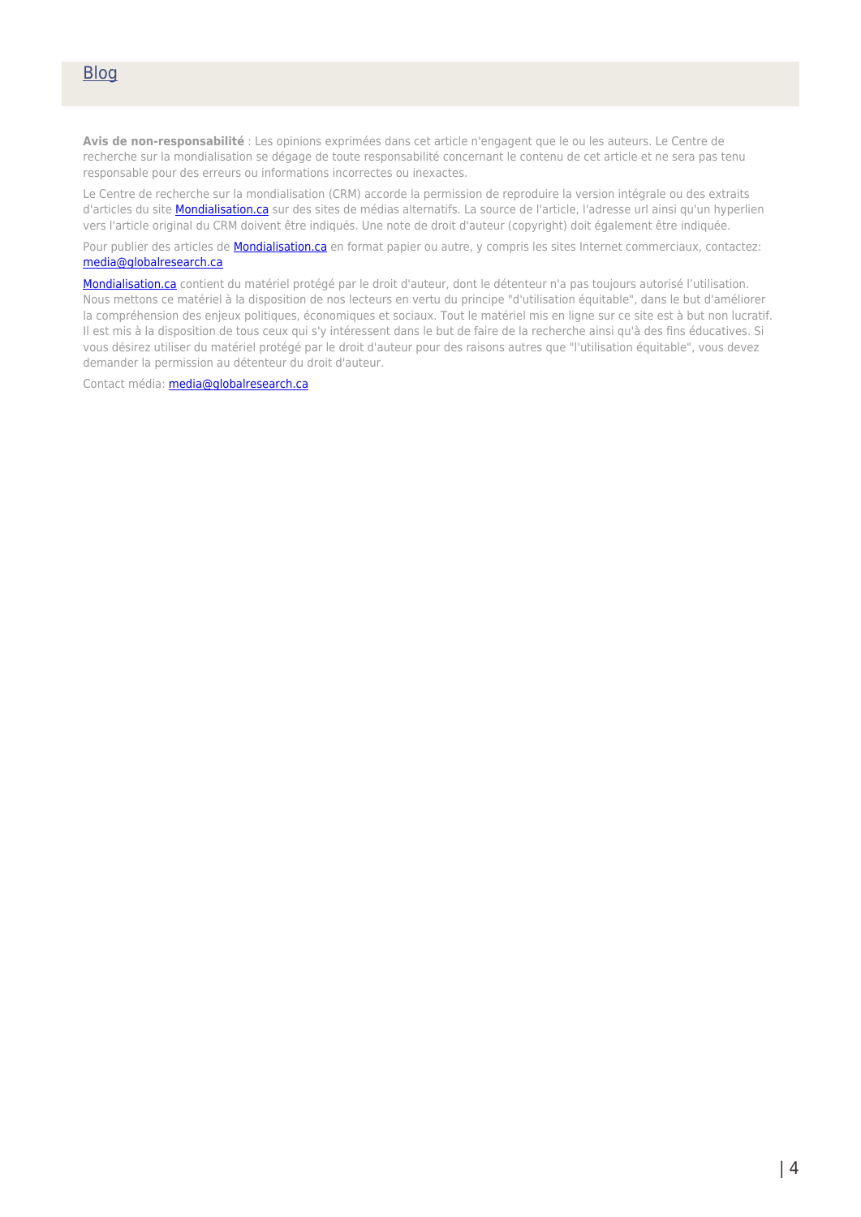Blog

**Avis de non-responsabilité** : Les opinions exprimées dans cet article n'engagent que le ou les auteurs. Le Centre de recherche sur la mondialisation se dégage de toute responsabilité concernant le contenu de cet article et ne sera pas tenu responsable pour des erreurs ou informations incorrectes ou inexactes.

Le Centre de recherche sur la mondialisation (CRM) accorde la permission de reproduire la version intégrale ou des extraits d'articles du site Mondialisation.ca sur des sites de médias alternatifs. La source de l'article, l'adresse url ainsi qu'un hyperlien vers l'article original du CRM doivent être indiqués. Une note de droit d'auteur (copyright) doit également être indiquée.

Pour publier des articles de Mondialisation.ca en format papier ou autre, y compris les sites Internet commerciaux, contactez: media@globalresearch.ca

Mondialisation.ca contient du matériel protégé par le droit d'auteur, dont le détenteur n'a pas toujours autorisé l'utilisation. Nous mettons ce matériel à la disposition de nos lecteurs en vertu du principe "d'utilisation équitable", dans le but d'améliorer la compréhension des enjeux politiques, économiques et sociaux. Tout le matériel mis en ligne sur ce site est à but non lucratif. Il est mis à la disposition de tous ceux qui s'y intéressent dans le but de faire de la recherche ainsi qu'à des fins éducatives. Si vous désirez utiliser du matériel protégé par le droit d'auteur pour des raisons autres que "l'utilisation équitable", vous devez demander la permission au détenteur du droit d'auteur.

Contact média: media@globalresearch.ca